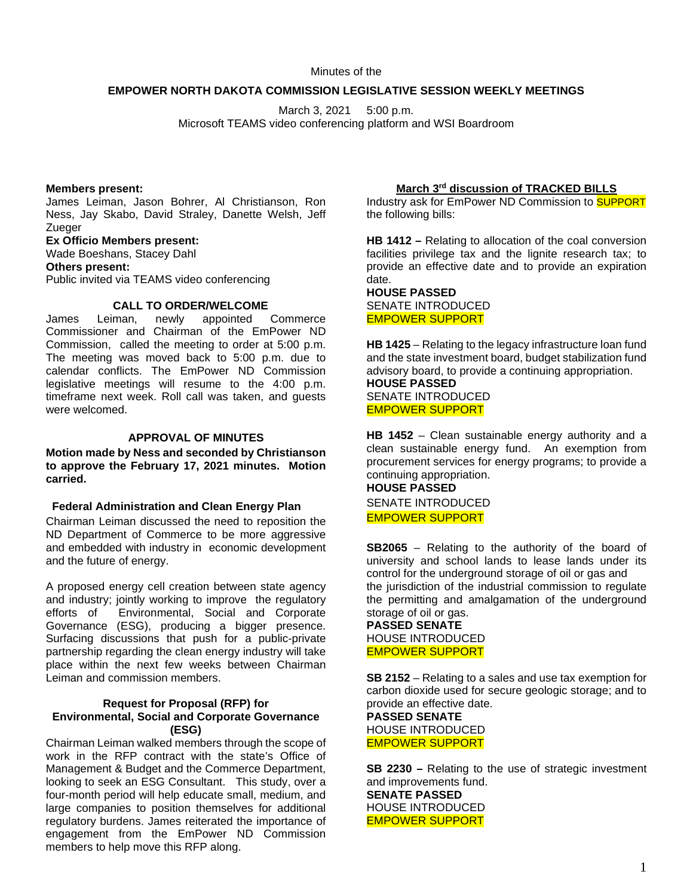Minutes of the

**EMPOWER NORTH DAKOTA COMMISSION LEGISLATIVE SESSION WEEKLY MEETINGS**

March 3, 2021 5:00 p.m.
Microsoft TEAMS video conferencing platform and WSI Boardroom

**Members present:**
James Leiman, Jason Bohrer, Al Christianson, Ron Ness, Jay Skabo, David Straley, Danette Welsh, Jeff Zueger
**Ex Officio Members present:**
Wade Boeshans, Stacey Dahl
**Others present:**
Public invited via TEAMS video conferencing

**CALL TO ORDER/WELCOME**

James Leiman, newly appointed Commerce Commissioner and Chairman of the EmPower ND Commission, called the meeting to order at 5:00 p.m. The meeting was moved back to 5:00 p.m. due to calendar conflicts. The EmPower ND Commission legislative meetings will resume to the 4:00 p.m. timeframe next week. Roll call was taken, and guests were welcomed.

**APPROVAL OF MINUTES**

**Motion made by Ness and seconded by Christianson to approve the February 17, 2021 minutes. Motion carried.**

**Federal Administration and Clean Energy Plan**

Chairman Leiman discussed the need to reposition the ND Department of Commerce to be more aggressive and embedded with industry in economic development and the future of energy.

A proposed energy cell creation between state agency and industry; jointly working to improve the regulatory efforts of Environmental, Social and Corporate Governance (ESG), producing a bigger presence. Surfacing discussions that push for a public-private partnership regarding the clean energy industry will take place within the next few weeks between Chairman Leiman and commission members.

**Request for Proposal (RFP) for Environmental, Social and Corporate Governance (ESG)**

Chairman Leiman walked members through the scope of work in the RFP contract with the state's Office of Management & Budget and the Commerce Department, looking to seek an ESG Consultant. This study, over a four-month period will help educate small, medium, and large companies to position themselves for additional regulatory burdens. James reiterated the importance of engagement from the EmPower ND Commission members to help move this RFP along.

**March 3rd discussion of TRACKED BILLS**

Industry ask for EmPower ND Commission to SUPPORT the following bills:

**HB 1412 –** Relating to allocation of the coal conversion facilities privilege tax and the lignite research tax; to provide an effective date and to provide an expiration date.
**HOUSE PASSED**
SENATE INTRODUCED
EMPOWER SUPPORT

**HB 1425** – Relating to the legacy infrastructure loan fund and the state investment board, budget stabilization fund advisory board, to provide a continuing appropriation.
**HOUSE PASSED**
SENATE INTRODUCED
EMPOWER SUPPORT

**HB 1452** – Clean sustainable energy authority and a clean sustainable energy fund. An exemption from procurement services for energy programs; to provide a continuing appropriation.
**HOUSE PASSED**
SENATE INTRODUCED
EMPOWER SUPPORT

**SB2065** – Relating to the authority of the board of university and school lands to lease lands under its control for the underground storage of oil or gas and the jurisdiction of the industrial commission to regulate the permitting and amalgamation of the underground storage of oil or gas.
**PASSED SENATE**
HOUSE INTRODUCED
EMPOWER SUPPORT

**SB 2152** – Relating to a sales and use tax exemption for carbon dioxide used for secure geologic storage; and to provide an effective date.
**PASSED SENATE**
HOUSE INTRODUCED
EMPOWER SUPPORT

**SB 2230 –** Relating to the use of strategic investment and improvements fund.
**SENATE PASSED**
HOUSE INTRODUCED
EMPOWER SUPPORT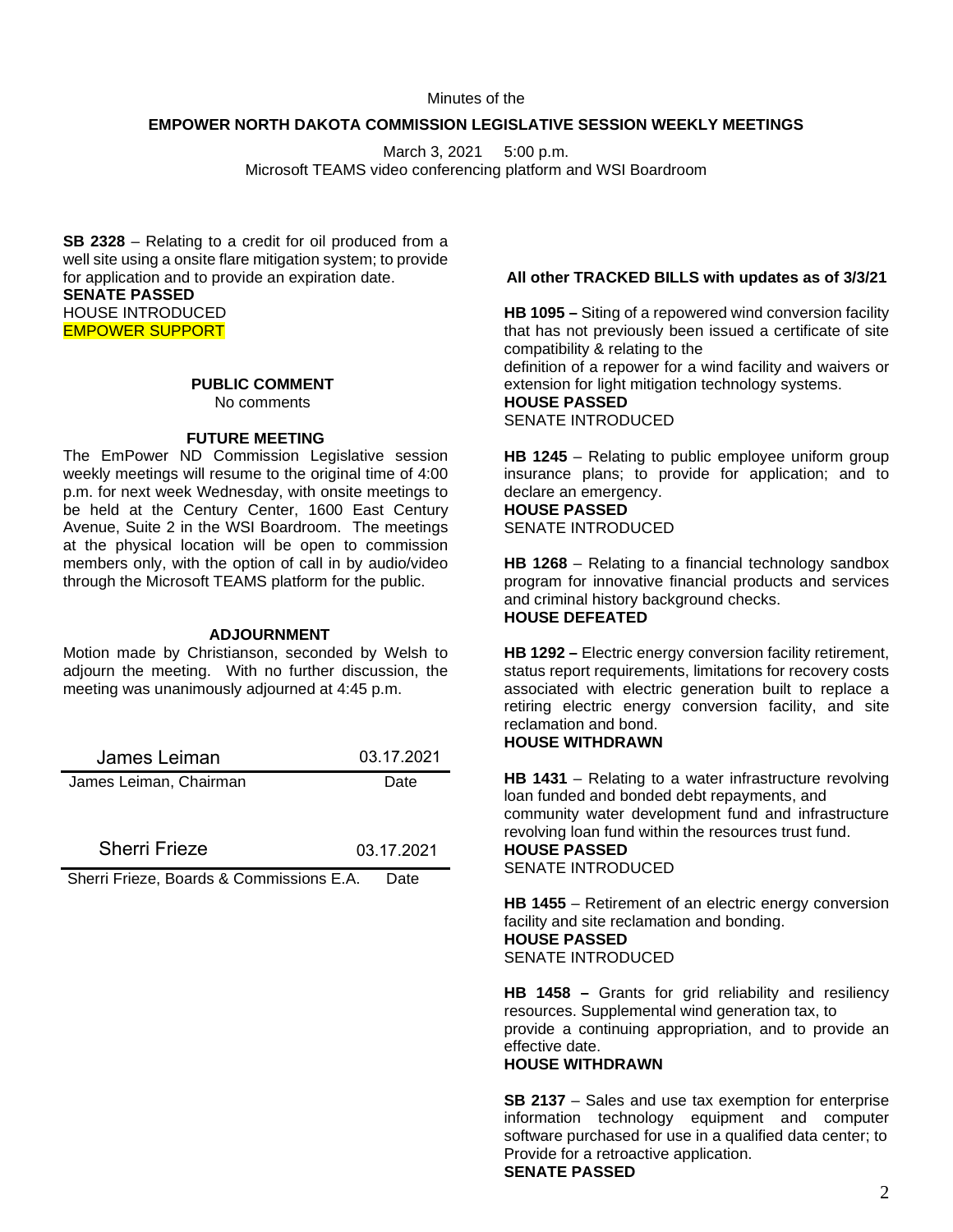Minutes of the

**EMPOWER NORTH DAKOTA COMMISSION LEGISLATIVE SESSION WEEKLY MEETINGS**

March 3, 2021 5:00 p.m.
Microsoft TEAMS video conferencing platform and WSI Boardroom

**SB 2328** – Relating to a credit for oil produced from a well site using a onsite flare mitigation system; to provide for application and to provide an expiration date.
**SENATE PASSED**
HOUSE INTRODUCED
EMPOWER SUPPORT

### PUBLIC COMMENT

No comments

### FUTURE MEETING

The EmPower ND Commission Legislative session weekly meetings will resume to the original time of 4:00 p.m. for next week Wednesday, with onsite meetings to be held at the Century Center, 1600 East Century Avenue, Suite 2 in the WSI Boardroom. The meetings at the physical location will be open to commission members only, with the option of call in by audio/video through the Microsoft TEAMS platform for the public.

### ADJOURNMENT

Motion made by Christianson, seconded by Welsh to adjourn the meeting. With no further discussion, the meeting was unanimously adjourned at 4:45 p.m.

| James Leiman | 03.17.2021 |
|---|---|
| James Leiman, Chairman | Date |

| Sherri Frieze | 03.17.2021 |
|---|---|
| Sherri Frieze, Boards & Commissions E.A. | Date |

**All other TRACKED BILLS with updates as of 3/3/21**

**HB 1095 –** Siting of a repowered wind conversion facility that has not previously been issued a certificate of site compatibility & relating to the definition of a repower for a wind facility and waivers or extension for light mitigation technology systems.
**HOUSE PASSED**
SENATE INTRODUCED

**HB 1245** – Relating to public employee uniform group insurance plans; to provide for application; and to declare an emergency.
**HOUSE PASSED**
SENATE INTRODUCED

**HB 1268** – Relating to a financial technology sandbox program for innovative financial products and services and criminal history background checks.
**HOUSE DEFEATED**

**HB 1292 –** Electric energy conversion facility retirement, status report requirements, limitations for recovery costs associated with electric generation built to replace a retiring electric energy conversion facility, and site reclamation and bond.
**HOUSE WITHDRAWN**

**HB 1431** – Relating to a water infrastructure revolving loan funded and bonded debt repayments, and community water development fund and infrastructure revolving loan fund within the resources trust fund.
**HOUSE PASSED**
SENATE INTRODUCED

**HB 1455** – Retirement of an electric energy conversion facility and site reclamation and bonding.
**HOUSE PASSED**
SENATE INTRODUCED

**HB 1458 –** Grants for grid reliability and resiliency resources. Supplemental wind generation tax, to provide a continuing appropriation, and to provide an effective date.
**HOUSE WITHDRAWN**

**SB 2137** – Sales and use tax exemption for enterprise information technology equipment and computer software purchased for use in a qualified data center; to Provide for a retroactive application.
**SENATE PASSED**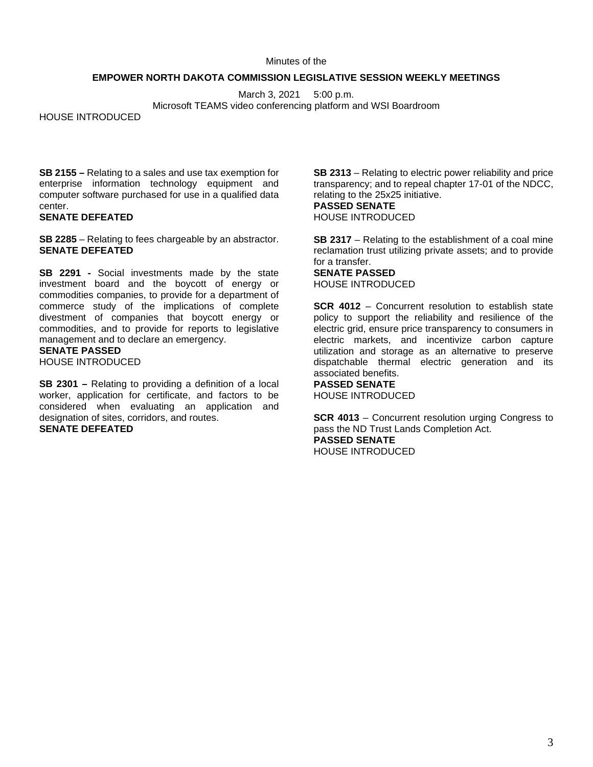Minutes of the

**EMPOWER NORTH DAKOTA COMMISSION LEGISLATIVE SESSION WEEKLY MEETINGS**

March 3, 2021 5:00 p.m.
Microsoft TEAMS video conferencing platform and WSI Boardroom

HOUSE INTRODUCED

**SB 2155 –** Relating to a sales and use tax exemption for enterprise information technology equipment and computer software purchased for use in a qualified data center.
**SENATE DEFEATED**

**SB 2285** – Relating to fees chargeable by an abstractor.
**SENATE DEFEATED**

**SB 2291 -** Social investments made by the state investment board and the boycott of energy or commodities companies, to provide for a department of commerce study of the implications of complete divestment of companies that boycott energy or commodities, and to provide for reports to legislative management and to declare an emergency.
**SENATE PASSED**
HOUSE INTRODUCED

**SB 2301 –** Relating to providing a definition of a local worker, application for certificate, and factors to be considered when evaluating an application and designation of sites, corridors, and routes.
**SENATE DEFEATED**

**SB 2313** – Relating to electric power reliability and price transparency; and to repeal chapter 17-01 of the NDCC, relating to the 25x25 initiative.
**PASSED SENATE**
HOUSE INTRODUCED

**SB 2317** – Relating to the establishment of a coal mine reclamation trust utilizing private assets; and to provide for a transfer.
**SENATE PASSED**
HOUSE INTRODUCED

**SCR 4012** – Concurrent resolution to establish state policy to support the reliability and resilience of the electric grid, ensure price transparency to consumers in electric markets, and incentivize carbon capture utilization and storage as an alternative to preserve dispatchable thermal electric generation and its associated benefits.
**PASSED SENATE**
HOUSE INTRODUCED

**SCR 4013** – Concurrent resolution urging Congress to pass the ND Trust Lands Completion Act.
**PASSED SENATE**
HOUSE INTRODUCED